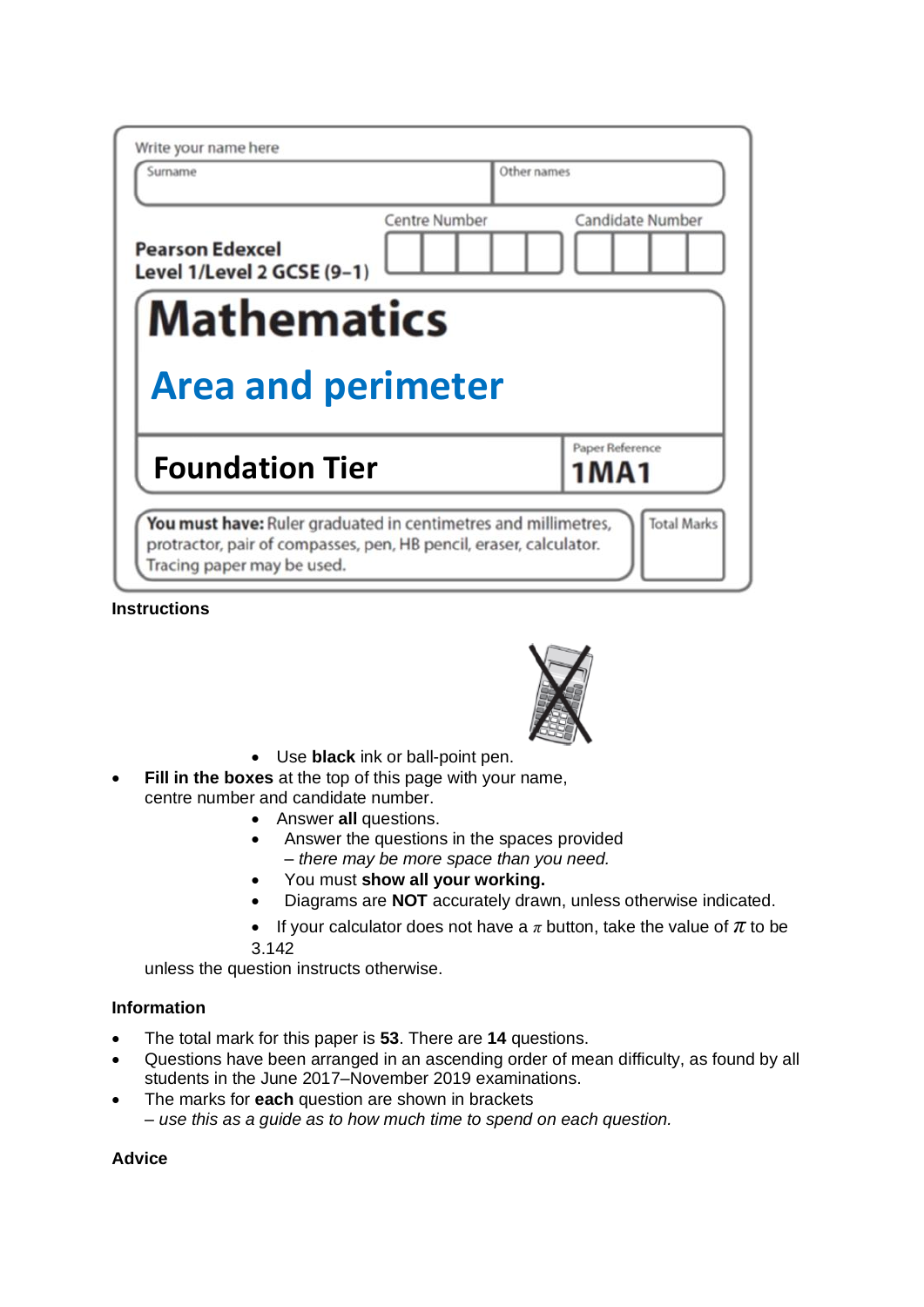Write your name here

| Surname | Other names |
| --- | --- |
| | |

**Pearson Edexcel**
**Level 1/Level 2 GCSE (9–1)**

Centre Number | Candidate Number

# Mathematics

## Area and perimeter

**Foundation Tier**

Paper Reference
**1MA1**

**You must have:** Ruler graduated in centimetres and millimetres, protractor, pair of compasses, pen, HB pencil, eraser, calculator. Tracing paper may be used.

Total Marks

### Instructions

- Use **black** ink or ball-point pen.
- **Fill in the boxes** at the top of this page with your name, centre number and candidate number.
- Answer **all** questions.
- Answer the questions in the spaces provided
  *– there may be more space than you need.*
- You must **show all your working.**
- Diagrams are **NOT** accurately drawn, unless otherwise indicated.
- If your calculator does not have a $\pi$ button, take the value of $\pi$ to be 3.142 unless the question instructs otherwise.

### Information

- The total mark for this paper is **53**. There are **14** questions.
- Questions have been arranged in an ascending order of mean difficulty, as found by all students in the June 2017–November 2019 examinations.
- The marks for **each** question are shown in brackets
  *– use this as a guide as to how much time to spend on each question.*

### Advice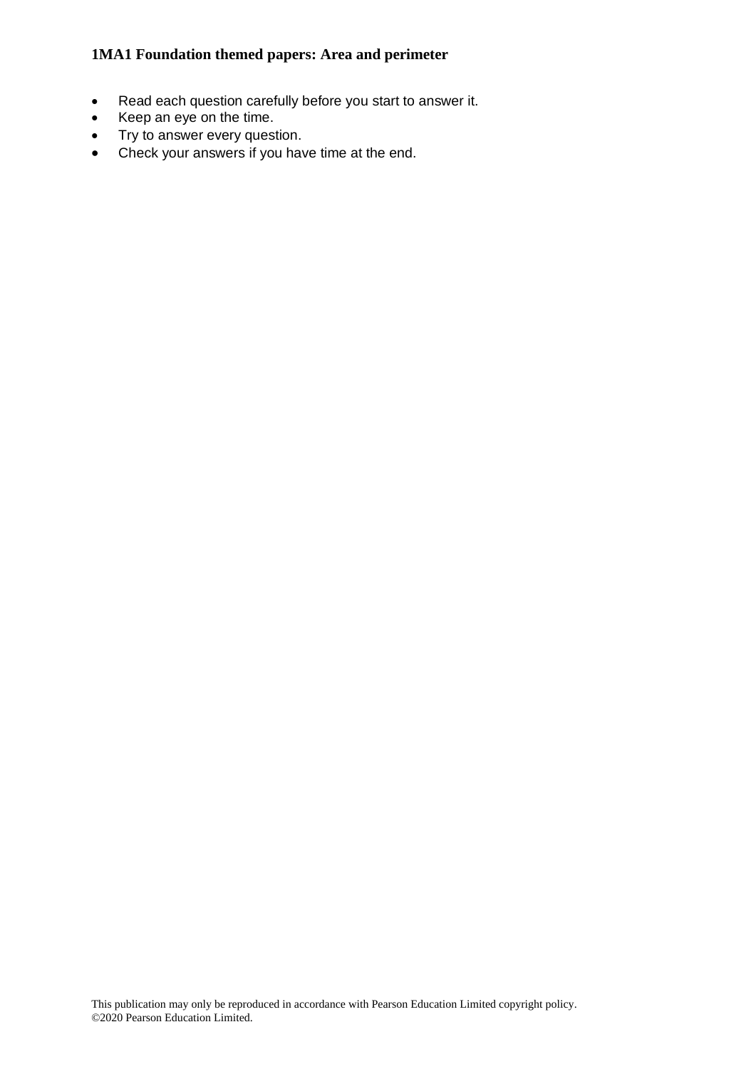**1MA1 Foundation themed papers: Area and perimeter**

- Read each question carefully before you start to answer it.
- Keep an eye on the time.
- Try to answer every question.
- Check your answers if you have time at the end.

This publication may only be reproduced in accordance with Pearson Education Limited copyright policy.
©2020 Pearson Education Limited.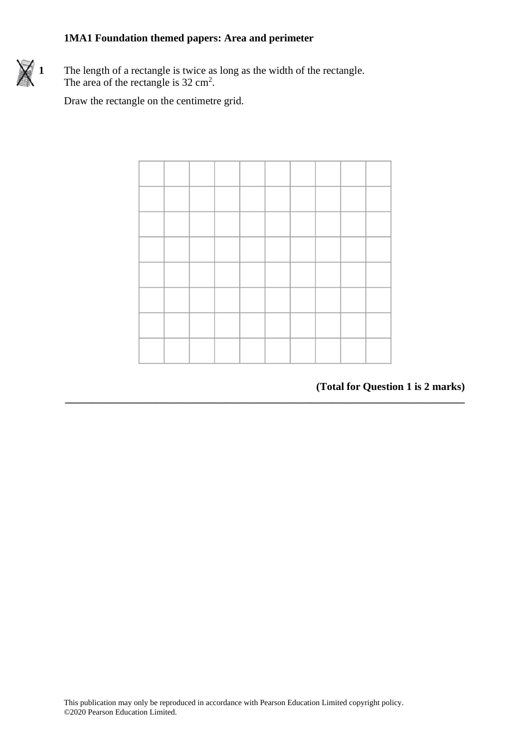**1MA1 Foundation themed papers: Area and perimeter**

**1** The length of a rectangle is twice as long as the width of the rectangle.
The area of the rectangle is 32 cm$^2$.

Draw the rectangle on the centimetre grid.

| | | | | | | | | | |
|---|---|---|---|---|---|---|---|---|---|
| | | | | | | | | | |
| | | | | | | | | | |
| | | | | | | | | | |
| | | | | | | | | | |
| | | | | | | | | | |
| | | | | | | | | | |
| | | | | | | | | | |

**(Total for Question 1 is 2 marks)**

---

This publication may only be reproduced in accordance with Pearson Education Limited copyright policy.
©2020 Pearson Education Limited.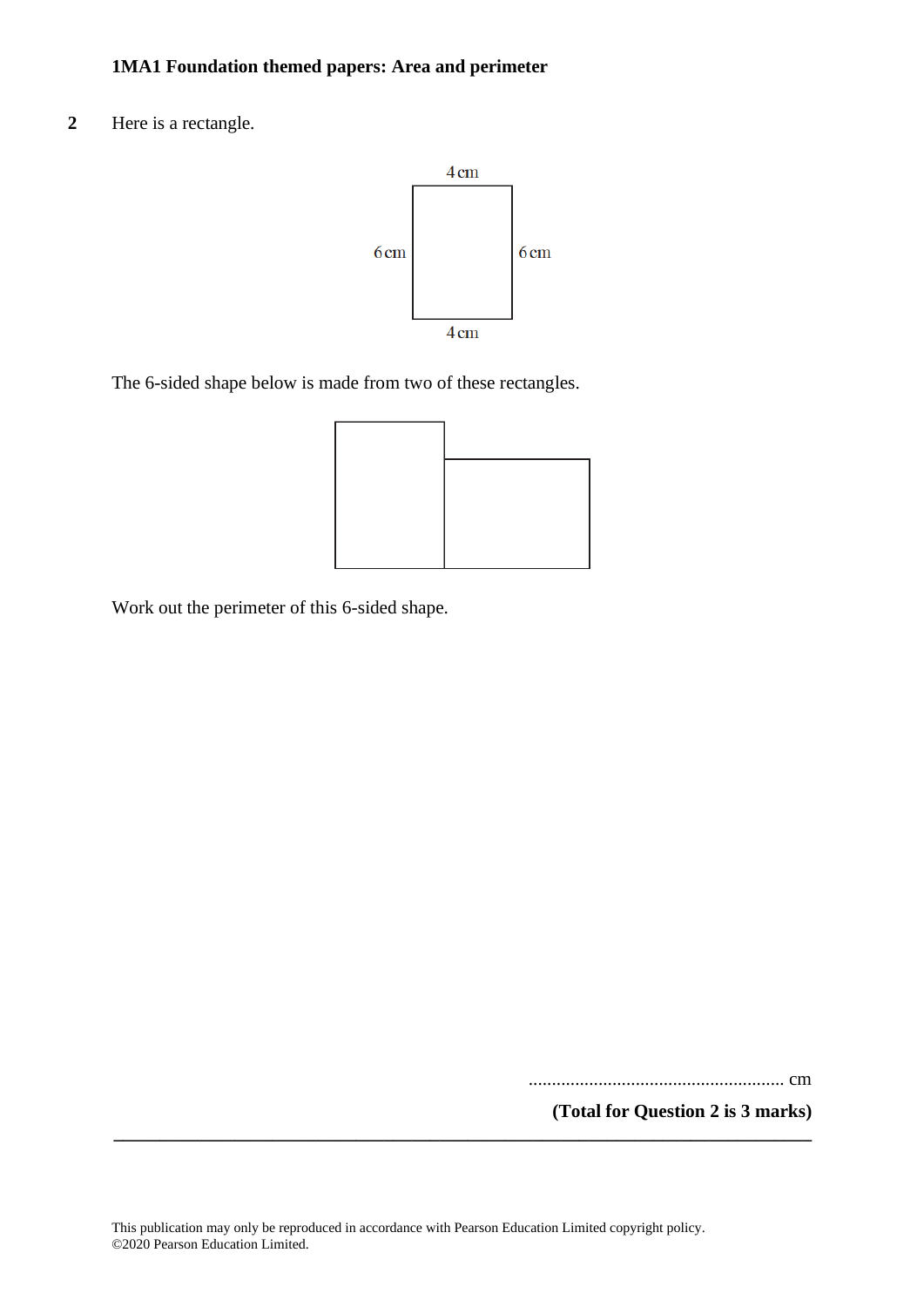**1MA1 Foundation themed papers: Area and perimeter**

**2** Here is a rectangle.

4 cm

6 cm 6 cm

4 cm

The 6-sided shape below is made from two of these rectangles.

Work out the perimeter of this 6-sided shape.

....................................................... cm

**(Total for Question 2 is 3 marks)**

---

This publication may only be reproduced in accordance with Pearson Education Limited copyright policy.
©2020 Pearson Education Limited.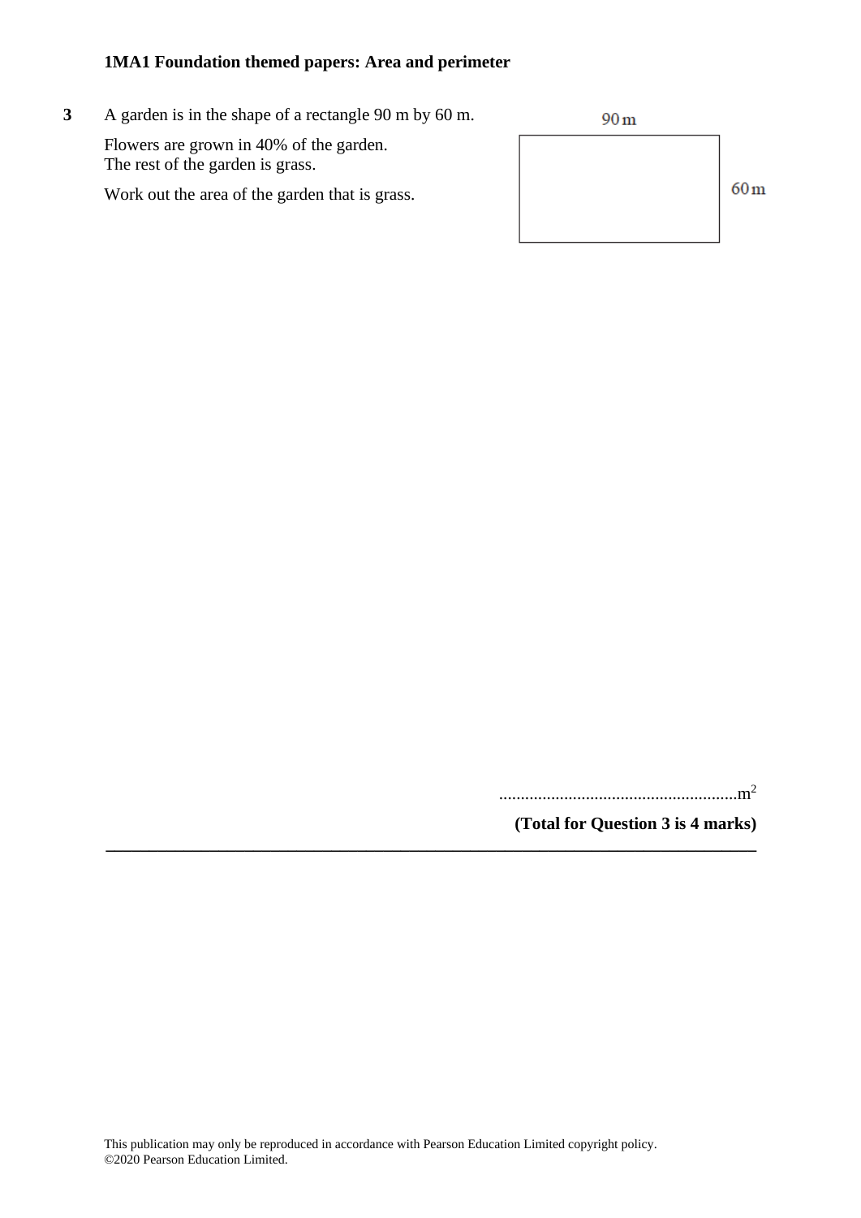**3** A garden is in the shape of a rectangle 90 m by 60 m.

Flowers are grown in 40% of the garden.
The rest of the garden is grass.

Work out the area of the garden that is grass.

90 m

60 m

.......................................................$m^2$

**(Total for Question 3 is 4 marks)**

---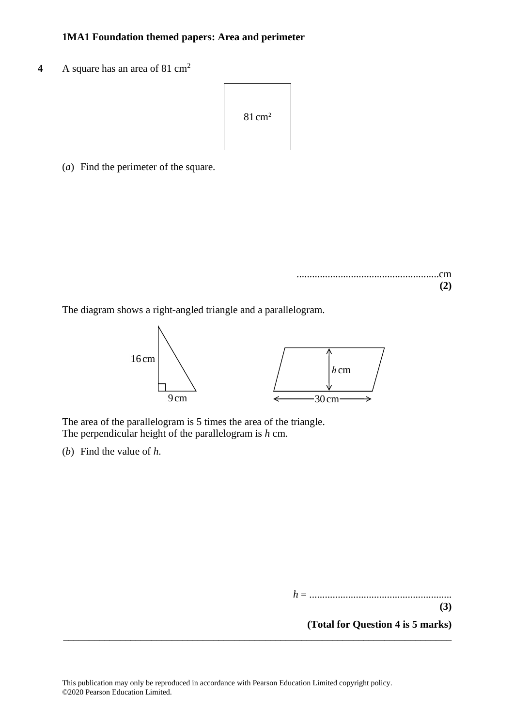**1MA1 Foundation themed papers: Area and perimeter**

**4** A square has an area of 81 cm$^2$

81 cm$^2$

(*a*) Find the perimeter of the square.

.......................................................cm
**(2)**

The diagram shows a right-angled triangle and a parallelogram.

16 cm

9 cm

*h* cm

30 cm

The area of the parallelogram is 5 times the area of the triangle.
The perpendicular height of the parallelogram is *h* cm.

(*b*) Find the value of *h*.

*h* = .......................................................
**(3)**

**(Total for Question 4 is 5 marks)**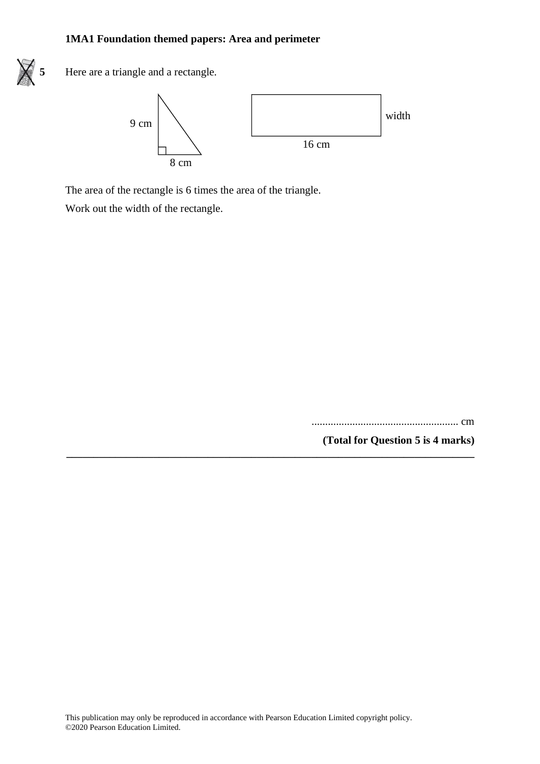**5** Here are a triangle and a rectangle.

9 cm

8 cm

width

16 cm

The area of the rectangle is 6 times the area of the triangle.

Work out the width of the rectangle.

...................................................... cm

**(Total for Question 5 is 4 marks)**

---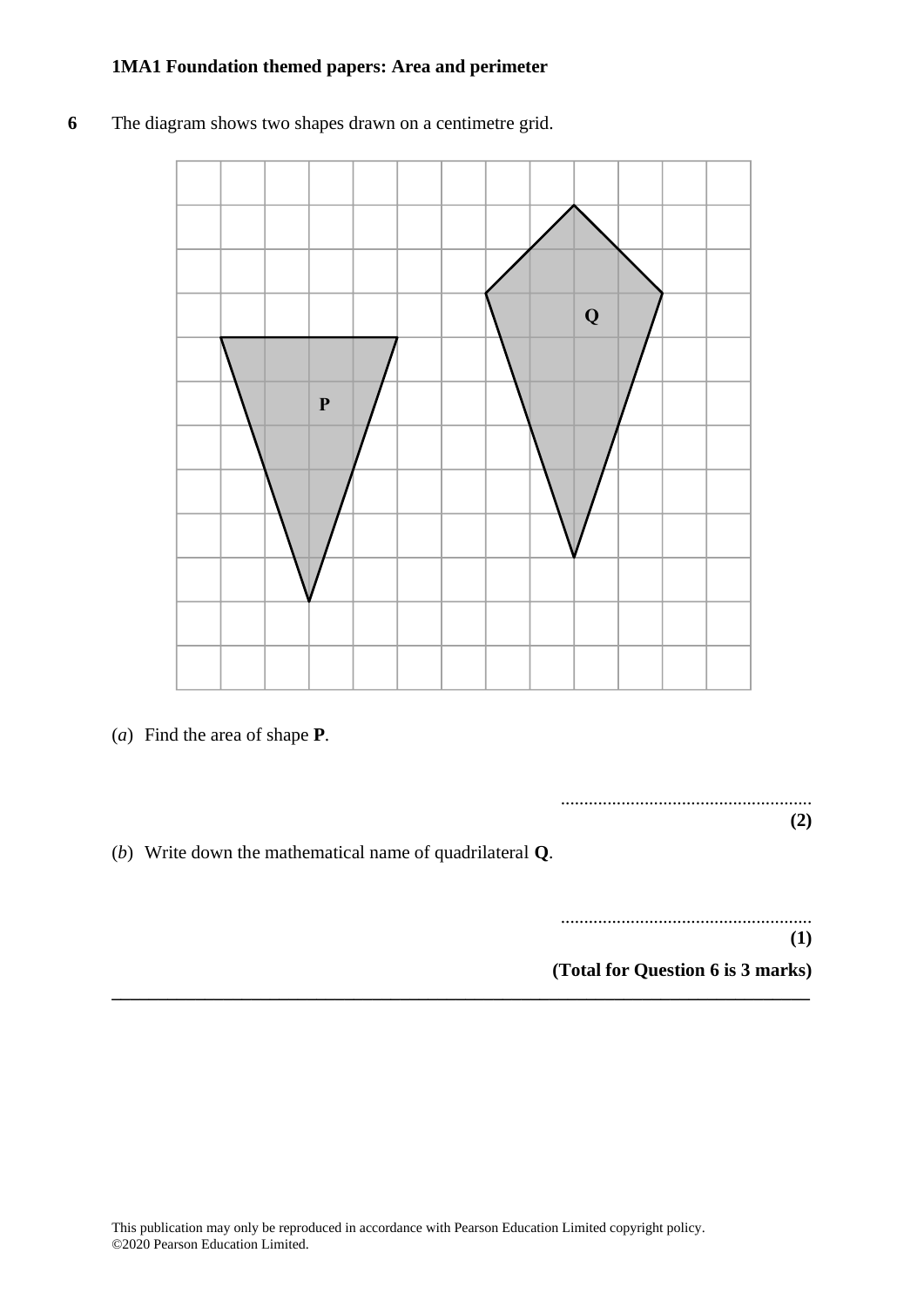**1MA1 Foundation themed papers: Area and perimeter**

**6** The diagram shows two shapes drawn on a centimetre grid.

(*a*) Find the area of shape **P**.

......................................................
**(2)**

(*b*) Write down the mathematical name of quadrilateral **Q**.

......................................................
**(1)**

**(Total for Question 6 is 3 marks)**

---

This publication may only be reproduced in accordance with Pearson Education Limited copyright policy.
©2020 Pearson Education Limited.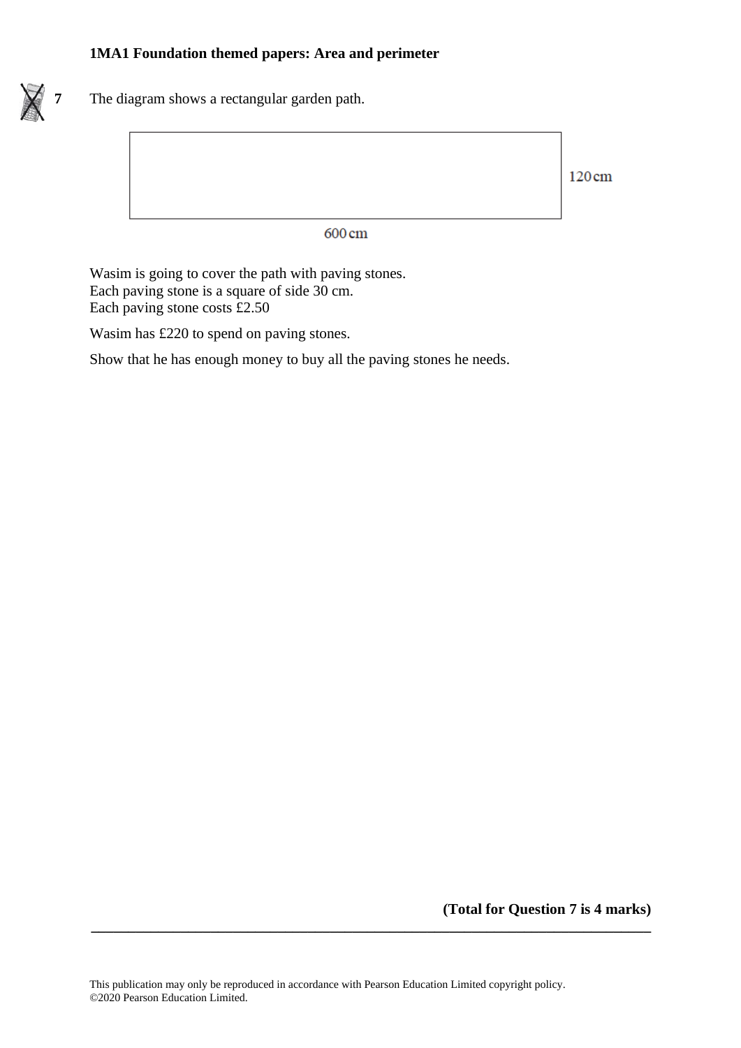**7** The diagram shows a rectangular garden path.

120 cm

600 cm

Wasim is going to cover the path with paving stones.
Each paving stone is a square of side 30 cm.
Each paving stone costs £2.50

Wasim has £220 to spend on paving stones.

Show that he has enough money to buy all the paving stones he needs.

**(Total for Question 7 is 4 marks)**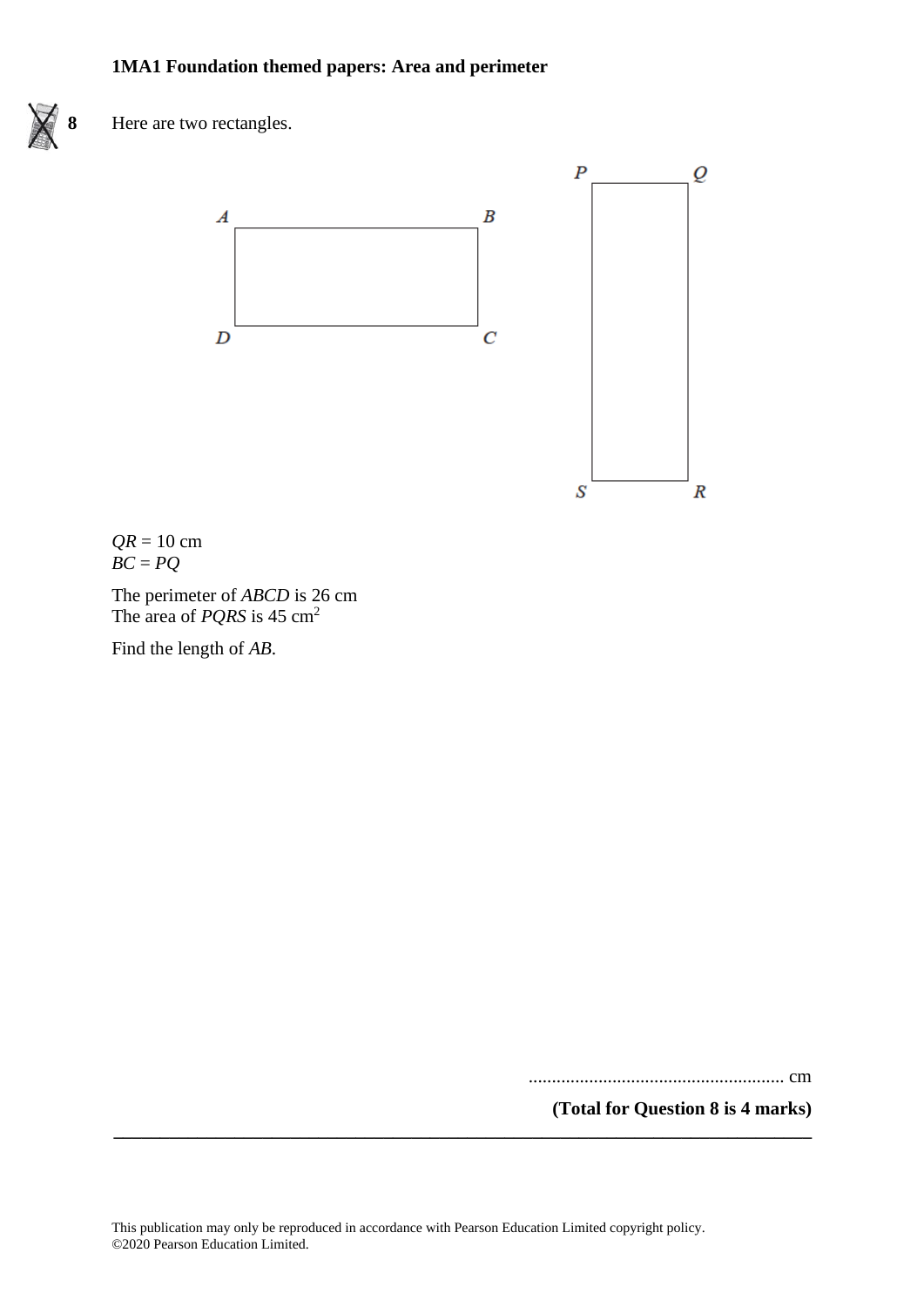**8** Here are two rectangles.

$QR = 10$ cm
$BC = PQ$

The perimeter of *ABCD* is 26 cm
The area of *PQRS* is 45 cm$^2$

Find the length of *AB*.

....................................................... cm

**(Total for Question 8 is 4 marks)**

---

This publication may only be reproduced in accordance with Pearson Education Limited copyright policy.
©2020 Pearson Education Limited.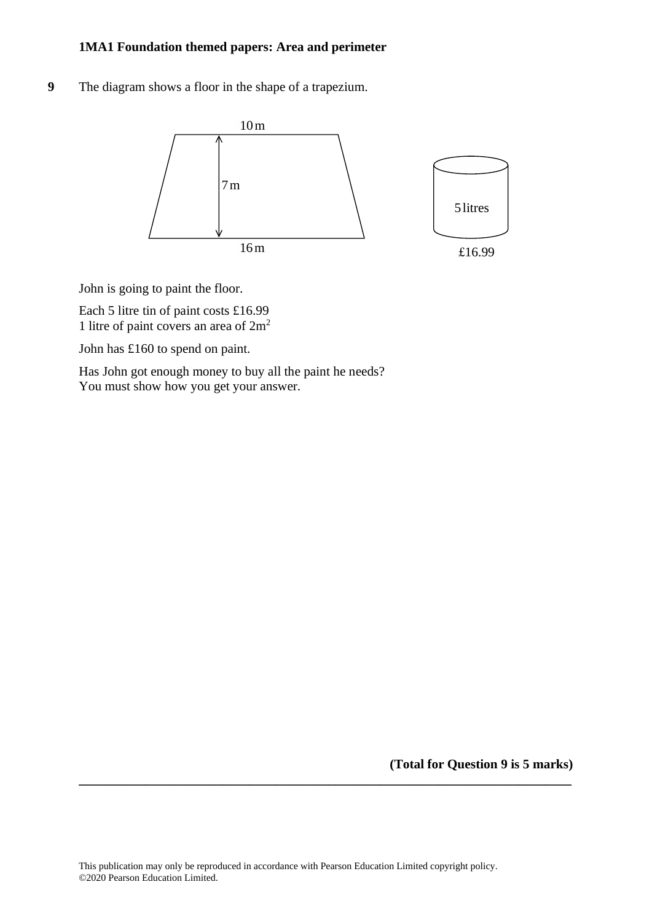**9** The diagram shows a floor in the shape of a trapezium.

10 m

7 m

16 m

5 litres

£16.99

John is going to paint the floor.

Each 5 litre tin of paint costs £16.99
1 litre of paint covers an area of $2m^2$

John has £160 to spend on paint.

Has John got enough money to buy all the paint he needs?
You must show how you get your answer.

**(Total for Question 9 is 5 marks)**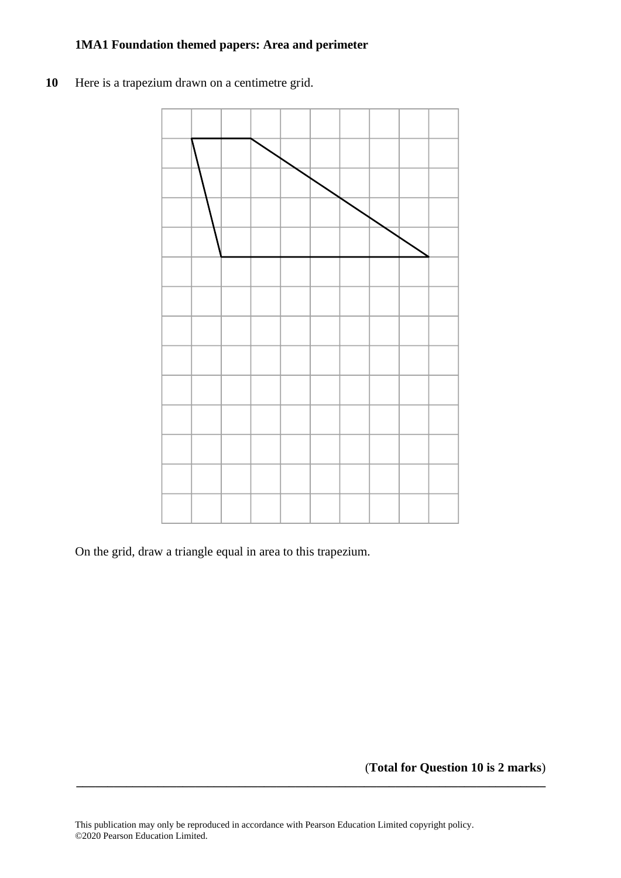**10** Here is a trapezium drawn on a centimetre grid.

On the grid, draw a triangle equal in area to this trapezium.

(**Total for Question 10 is 2 marks**)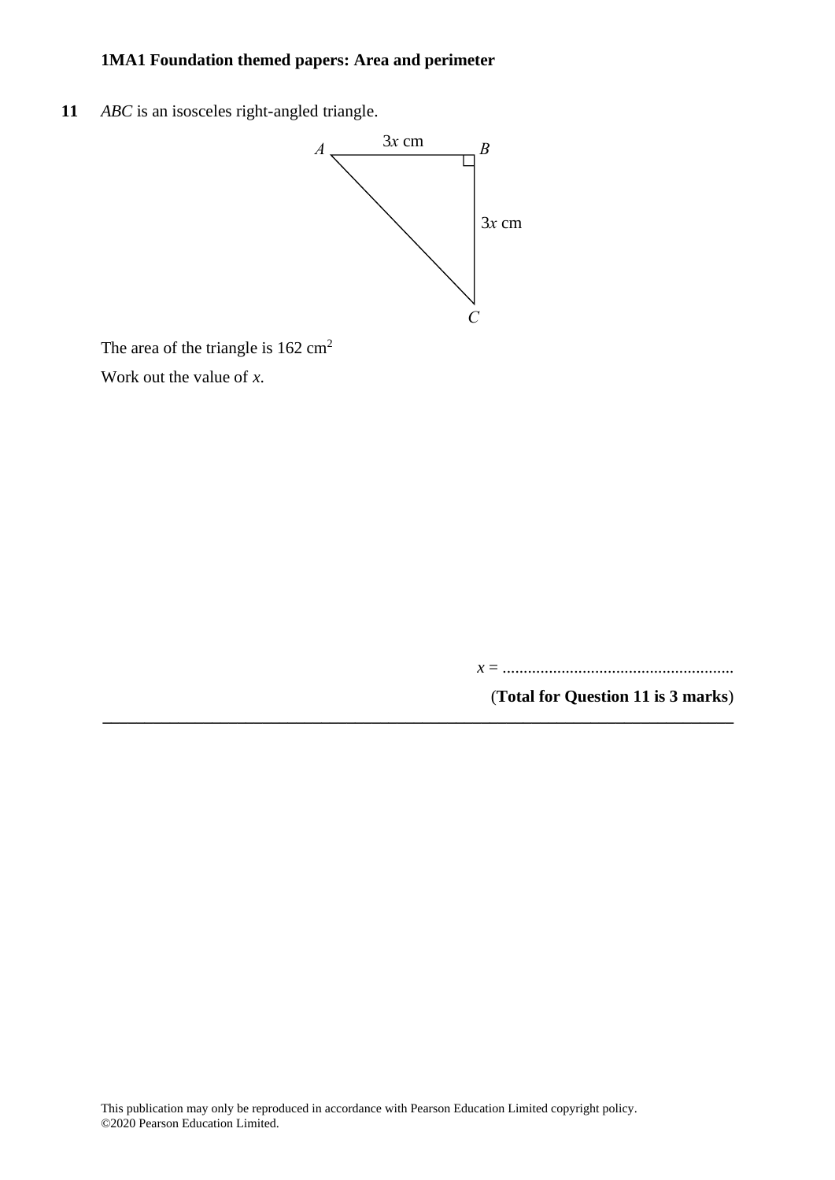**11** $ABC$ is an isosceles right-angled triangle.

A, B, C
$3x$ cm
$3x$ cm

The area of the triangle is 162 cm$^2$

Work out the value of $x$.

$x$ = .......................................................

(**Total for Question 11 is 3 marks**)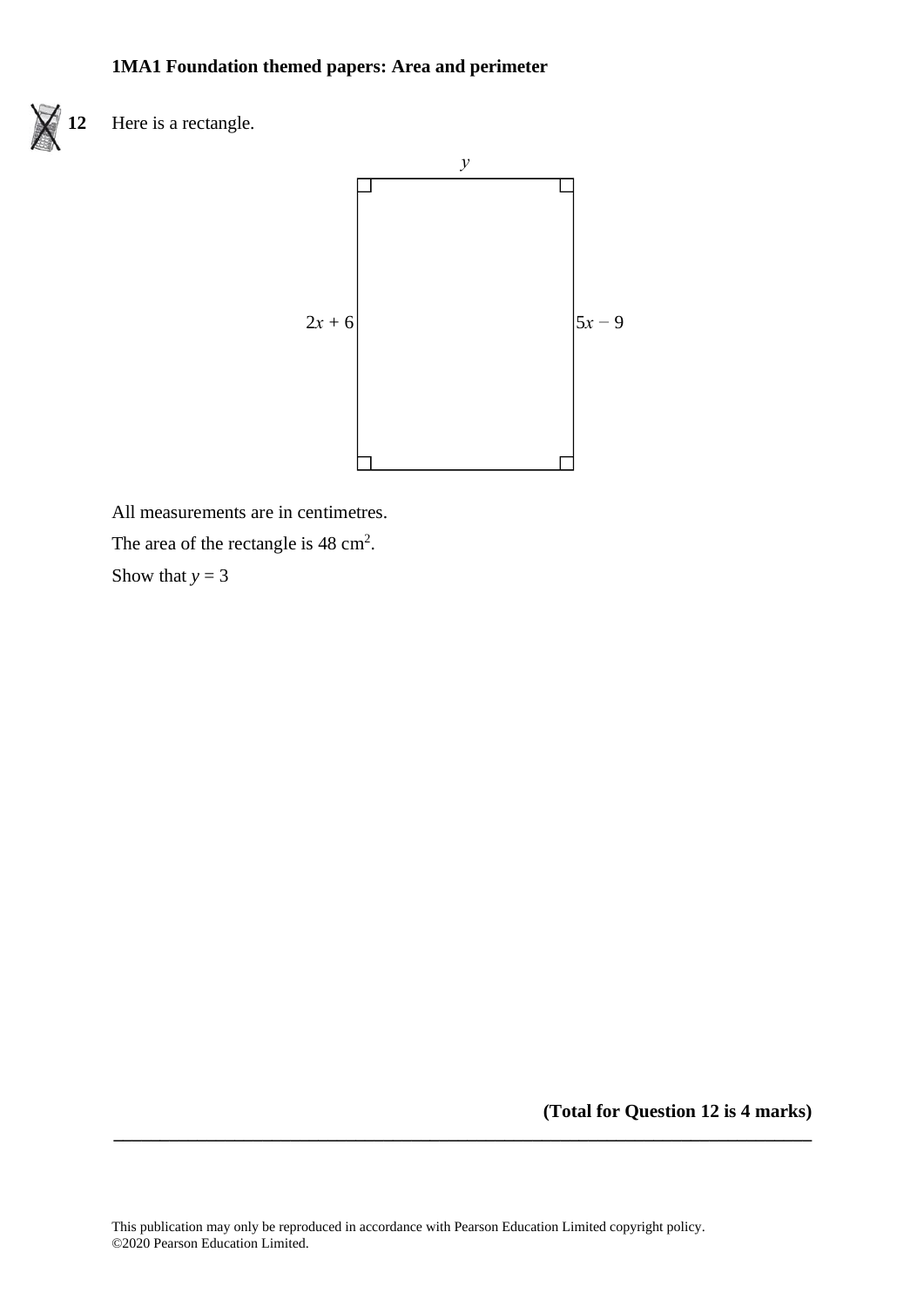**12** Here is a rectangle.

$y$

$2x + 6$ $5x - 9$

All measurements are in centimetres.

The area of the rectangle is 48 cm$^2$.

Show that $y = 3$

**(Total for Question 12 is 4 marks)**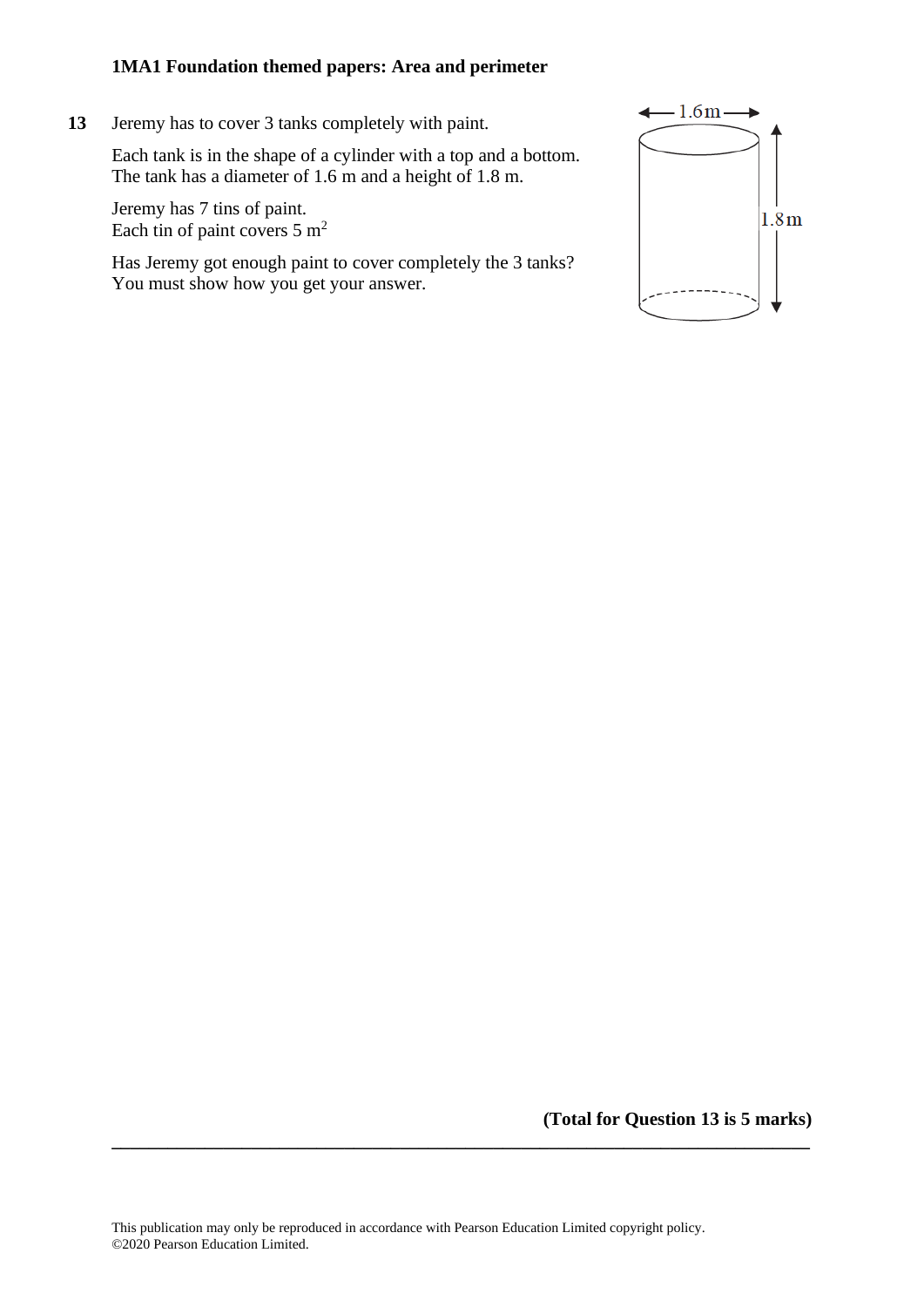**13** Jeremy has to cover 3 tanks completely with paint.

Each tank is in the shape of a cylinder with a top and a bottom.
The tank has a diameter of 1.6 m and a height of 1.8 m.

Jeremy has 7 tins of paint.
Each tin of paint covers 5 $m^2$

Has Jeremy got enough paint to cover completely the 3 tanks?
You must show how you get your answer.

1.6 m

1.8 m

**(Total for Question 13 is 5 marks)**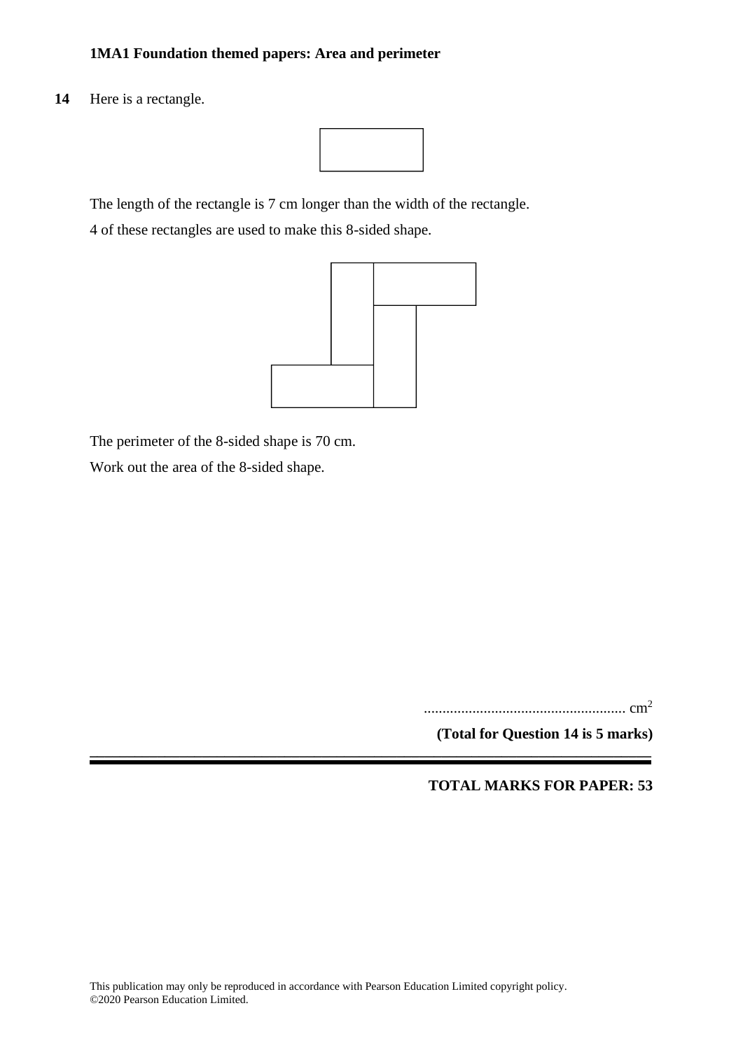**1MA1 Foundation themed papers: Area and perimeter**

**14** Here is a rectangle.

The length of the rectangle is 7 cm longer than the width of the rectangle.

4 of these rectangles are used to make this 8-sided shape.

The perimeter of the 8-sided shape is 70 cm.

Work out the area of the 8-sided shape.

...................................................... cm$^2$

**(Total for Question 14 is 5 marks)**

---

**TOTAL MARKS FOR PAPER: 53**

This publication may only be reproduced in accordance with Pearson Education Limited copyright policy.
©2020 Pearson Education Limited.